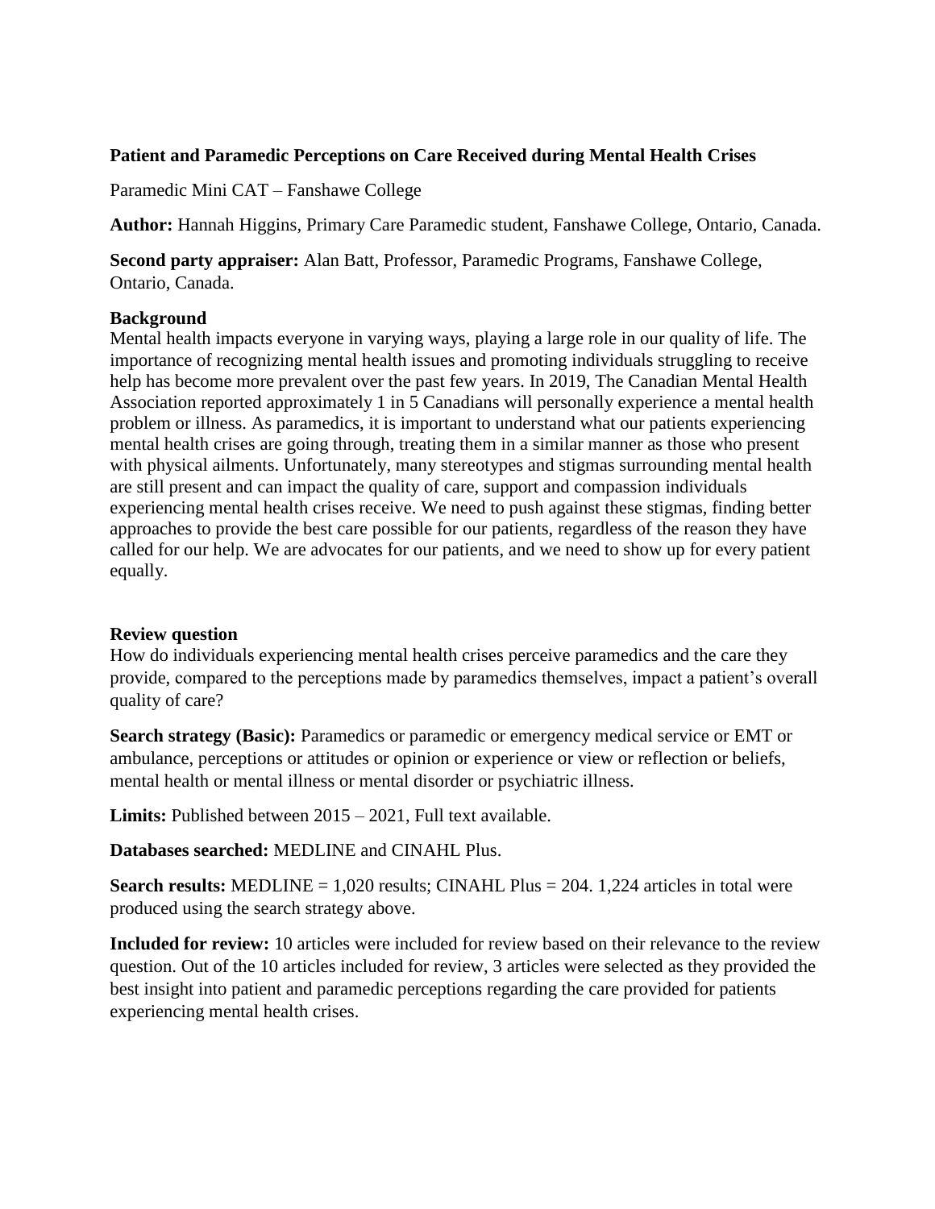**Patient and Paramedic Perceptions on Care Received during Mental Health Crises**

Paramedic Mini CAT – Fanshawe College

**Author:** Hannah Higgins, Primary Care Paramedic student, Fanshawe College, Ontario, Canada.

**Second party appraiser:** Alan Batt, Professor, Paramedic Programs, Fanshawe College, Ontario, Canada.

**Background**

Mental health impacts everyone in varying ways, playing a large role in our quality of life. The importance of recognizing mental health issues and promoting individuals struggling to receive help has become more prevalent over the past few years. In 2019, The Canadian Mental Health Association reported approximately 1 in 5 Canadians will personally experience a mental health problem or illness. As paramedics, it is important to understand what our patients experiencing mental health crises are going through, treating them in a similar manner as those who present with physical ailments. Unfortunately, many stereotypes and stigmas surrounding mental health are still present and can impact the quality of care, support and compassion individuals experiencing mental health crises receive. We need to push against these stigmas, finding better approaches to provide the best care possible for our patients, regardless of the reason they have called for our help. We are advocates for our patients, and we need to show up for every patient equally.

**Review question**

How do individuals experiencing mental health crises perceive paramedics and the care they provide, compared to the perceptions made by paramedics themselves, impact a patient's overall quality of care?

**Search strategy (Basic):** Paramedics or paramedic or emergency medical service or EMT or ambulance, perceptions or attitudes or opinion or experience or view or reflection or beliefs, mental health or mental illness or mental disorder or psychiatric illness.

**Limits:** Published between 2015 – 2021, Full text available.

**Databases searched:** MEDLINE and CINAHL Plus.

**Search results:** MEDLINE = 1,020 results; CINAHL Plus = 204. 1,224 articles in total were produced using the search strategy above.

**Included for review:** 10 articles were included for review based on their relevance to the review question. Out of the 10 articles included for review, 3 articles were selected as they provided the best insight into patient and paramedic perceptions regarding the care provided for patients experiencing mental health crises.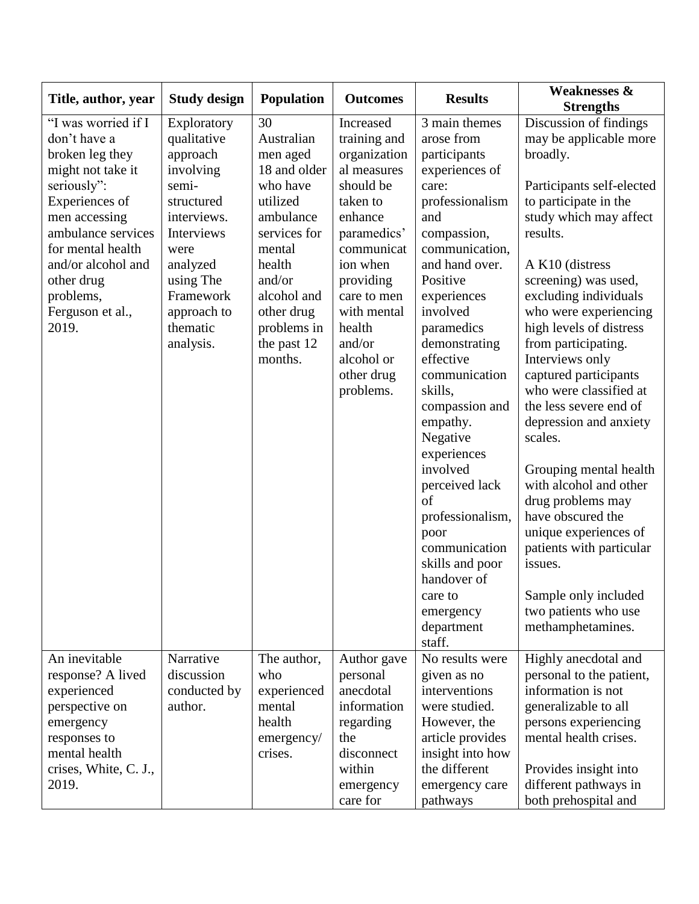| Title, author, year | Study design | Population | Outcomes | Results | Weaknesses & Strengths |
|---|---|---|---|---|---|
| "I was worried if I don't have a broken leg they might not take it seriously": Experiences of men accessing ambulance services for mental health and/or alcohol and other drug problems, Ferguson et al., 2019. | Exploratory qualitative approach involving semi-structured interviews. Interviews were analyzed using The Framework approach to thematic analysis. | 30 Australian men aged 18 and older who have utilized ambulance services for mental health and/or alcohol and other drug problems in the past 12 months. | Increased training and organizational measures should be taken to enhance paramedics' communication when providing care to men with mental health and/or alcohol or other drug problems. | 3 main themes arose from participants experiences of care: professionalism and compassion, communication, and hand over. Positive experiences involved paramedics demonstrating effective communication skills, compassion and empathy. Negative experiences involved perceived lack of professionalism, poor communication skills and poor handover of care to emergency department staff. | Discussion of findings may be applicable more broadly.<br><br>Participants self-elected to participate in the study which may affect results.<br><br>A K10 (distress screening) was used, excluding individuals who were experiencing high levels of distress from participating. Interviews only captured participants who were classified at the less severe end of depression and anxiety scales.<br><br>Grouping mental health with alcohol and other drug problems may have obscured the unique experiences of patients with particular issues.<br><br>Sample only included two patients who use methamphetamines. |
| An inevitable response? A lived experienced perspective on emergency responses to mental health crises, White, C. J., 2019. | Narrative discussion conducted by author. | The author, who experienced mental health emergency/ crises. | Author gave personal anecdotal information regarding the disconnect within emergency care for | No results were given as no interventions were studied. However, the article provides insight into how the different emergency care pathways | Highly anecdotal and personal to the patient, information is not generalizable to all persons experiencing mental health crises.<br><br>Provides insight into different pathways in both prehospital and |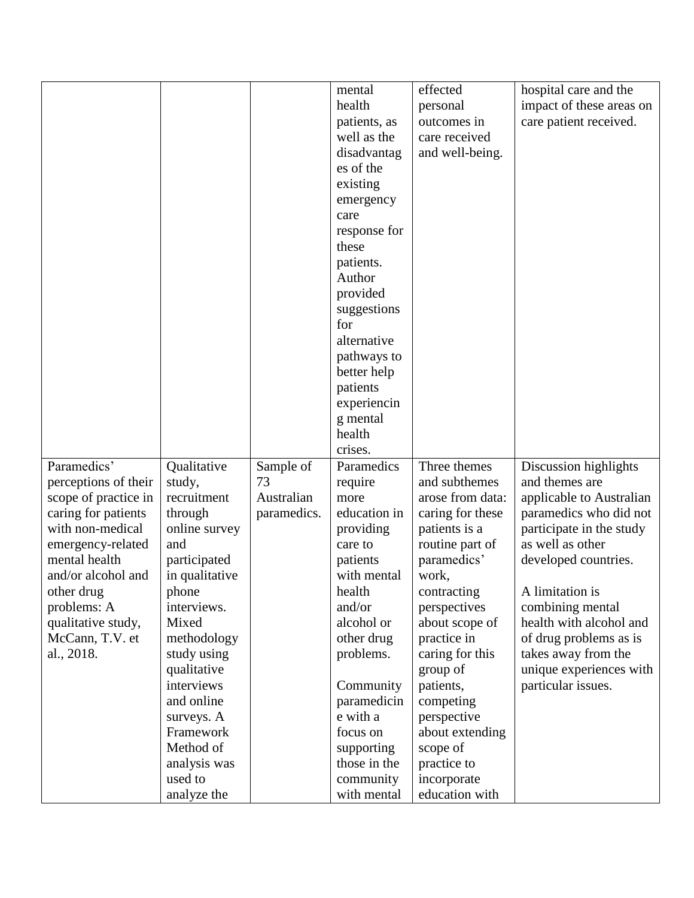| | | | | | |
|---|---|---|---|---|---|
| | | | mental health patients, as well as the disadvantages of the existing emergency care response for these patients. Author provided suggestions for alternative pathways to better help patients experiencing mental health crises. | effected personal outcomes in care received and well-being. | hospital care and the impact of these areas on care patient received. |
| Paramedics' perceptions of their scope of practice in caring for patients with non-medical emergency-related mental health and/or alcohol and other drug problems: A qualitative study, McCann, T.V. et al., 2018. | Qualitative study, recruitment through online survey and participated in qualitative phone interviews. Mixed methodology study using qualitative interviews and online surveys. A Framework Method of analysis was used to analyze the | Sample of 73 Australian paramedics. | Paramedics require more education in providing care to patients with mental health and/or alcohol or other drug problems.<br><br>Community paramedicine with a focus on supporting those in the community with mental | Three themes and subthemes arose from data: caring for these patients is a routine part of paramedics' work, contracting perspectives about scope of practice in caring for this group of patients, competing perspective about extending scope of practice to incorporate education with | Discussion highlights and themes are applicable to Australian paramedics who did not participate in the study as well as other developed countries.<br><br>A limitation is combining mental health with alcohol and of drug problems as is takes away from the unique experiences with particular issues. |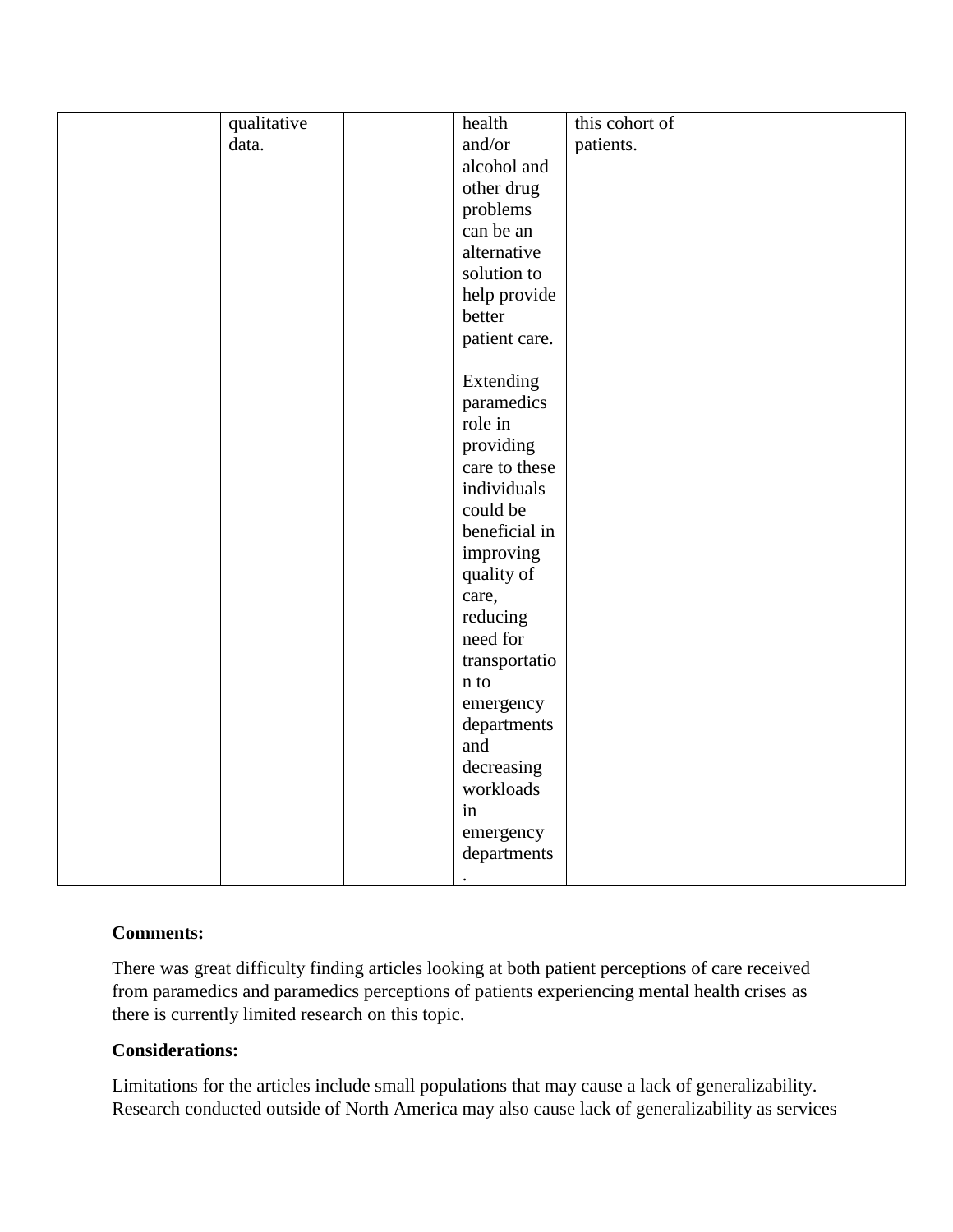|  |  |  |  |  |  |
|---|---|---|---|---|---|
|  | qualitative data. |  | health and/or alcohol and other drug problems can be an alternative solution to help provide better patient care.<br><br>Extending paramedics role in providing care to these individuals could be beneficial in improving quality of care, reducing need for transportation to emergency departments and decreasing workloads in emergency departments. | this cohort of patients. |  |

**Comments:**

There was great difficulty finding articles looking at both patient perceptions of care received from paramedics and paramedics perceptions of patients experiencing mental health crises as there is currently limited research on this topic.

**Considerations:**

Limitations for the articles include small populations that may cause a lack of generalizability. Research conducted outside of North America may also cause lack of generalizability as services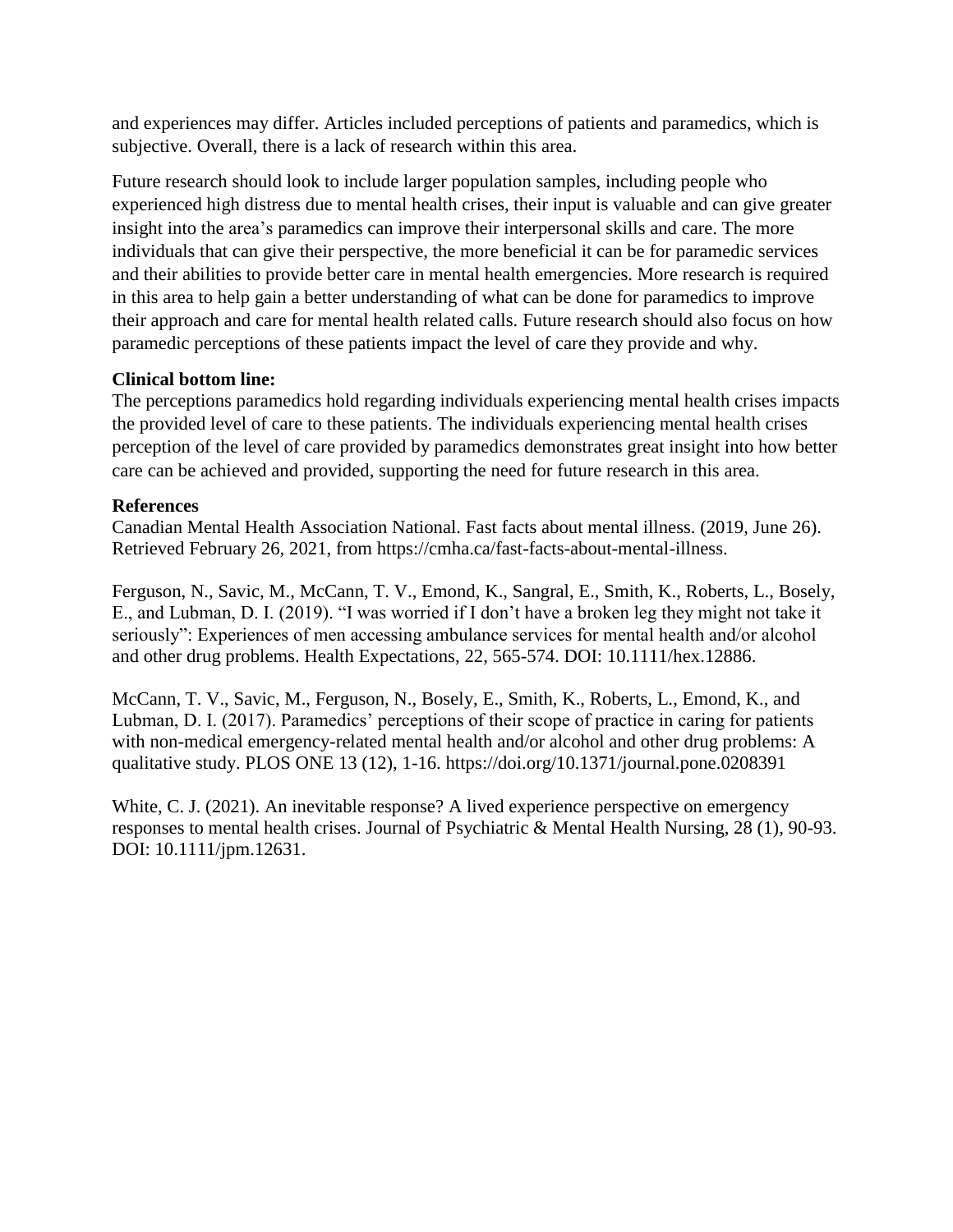and experiences may differ. Articles included perceptions of patients and paramedics, which is subjective. Overall, there is a lack of research within this area.

Future research should look to include larger population samples, including people who experienced high distress due to mental health crises, their input is valuable and can give greater insight into the area's paramedics can improve their interpersonal skills and care. The more individuals that can give their perspective, the more beneficial it can be for paramedic services and their abilities to provide better care in mental health emergencies. More research is required in this area to help gain a better understanding of what can be done for paramedics to improve their approach and care for mental health related calls. Future research should also focus on how paramedic perceptions of these patients impact the level of care they provide and why.

**Clinical bottom line:**

The perceptions paramedics hold regarding individuals experiencing mental health crises impacts the provided level of care to these patients. The individuals experiencing mental health crises perception of the level of care provided by paramedics demonstrates great insight into how better care can be achieved and provided, supporting the need for future research in this area.

**References**

Canadian Mental Health Association National. Fast facts about mental illness. (2019, June 26). Retrieved February 26, 2021, from https://cmha.ca/fast-facts-about-mental-illness.

Ferguson, N., Savic, M., McCann, T. V., Emond, K., Sangral, E., Smith, K., Roberts, L., Bosely, E., and Lubman, D. I. (2019). "I was worried if I don't have a broken leg they might not take it seriously": Experiences of men accessing ambulance services for mental health and/or alcohol and other drug problems. Health Expectations, 22, 565-574. DOI: 10.1111/hex.12886.

McCann, T. V., Savic, M., Ferguson, N., Bosely, E., Smith, K., Roberts, L., Emond, K., and Lubman, D. I. (2017). Paramedics' perceptions of their scope of practice in caring for patients with non-medical emergency-related mental health and/or alcohol and other drug problems: A qualitative study. PLOS ONE 13 (12), 1-16. https://doi.org/10.1371/journal.pone.0208391

White, C. J. (2021). An inevitable response? A lived experience perspective on emergency responses to mental health crises. Journal of Psychiatric & Mental Health Nursing, 28 (1), 90-93. DOI: 10.1111/jpm.12631.